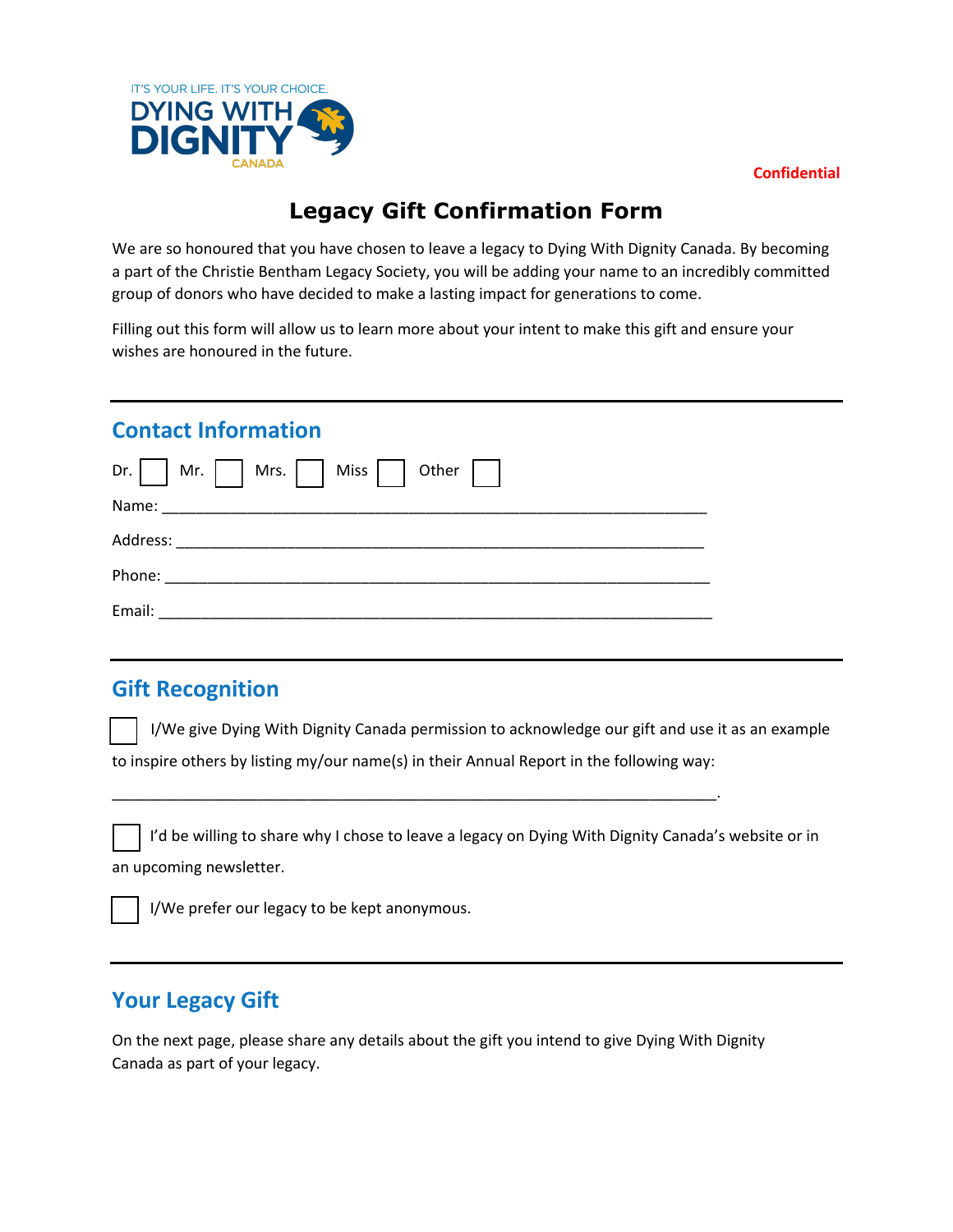IT'S YOUR LIFE. IT'S YOUR CHOICE.
DYING WITH DIGNITY CANADA

**Confidential**

# Legacy Gift Confirmation Form

We are so honoured that you have chosen to leave a legacy to Dying With Dignity Canada. By becoming a part of the Christie Bentham Legacy Society, you will be adding your name to an incredibly committed group of donors who have decided to make a lasting impact for generations to come.

Filling out this form will allow us to learn more about your intent to make this gift and ensure your wishes are honoured in the future.

---

## Contact Information

Dr. ☐ Mr. ☐ Mrs. ☐ Miss ☐ Other ☐

Name: ____________________________________________________________

Address: __________________________________________________________

Phone: ____________________________________________________________

Email: ____________________________________________________________

---

## Gift Recognition

☐ I/We give Dying With Dignity Canada permission to acknowledge our gift and use it as an example to inspire others by listing my/our name(s) in their Annual Report in the following way:

__________________________________________________________________.

☐ I'd be willing to share why I chose to leave a legacy on Dying With Dignity Canada's website or in an upcoming newsletter.

☐ I/We prefer our legacy to be kept anonymous.

---

## Your Legacy Gift

On the next page, please share any details about the gift you intend to give Dying With Dignity Canada as part of your legacy.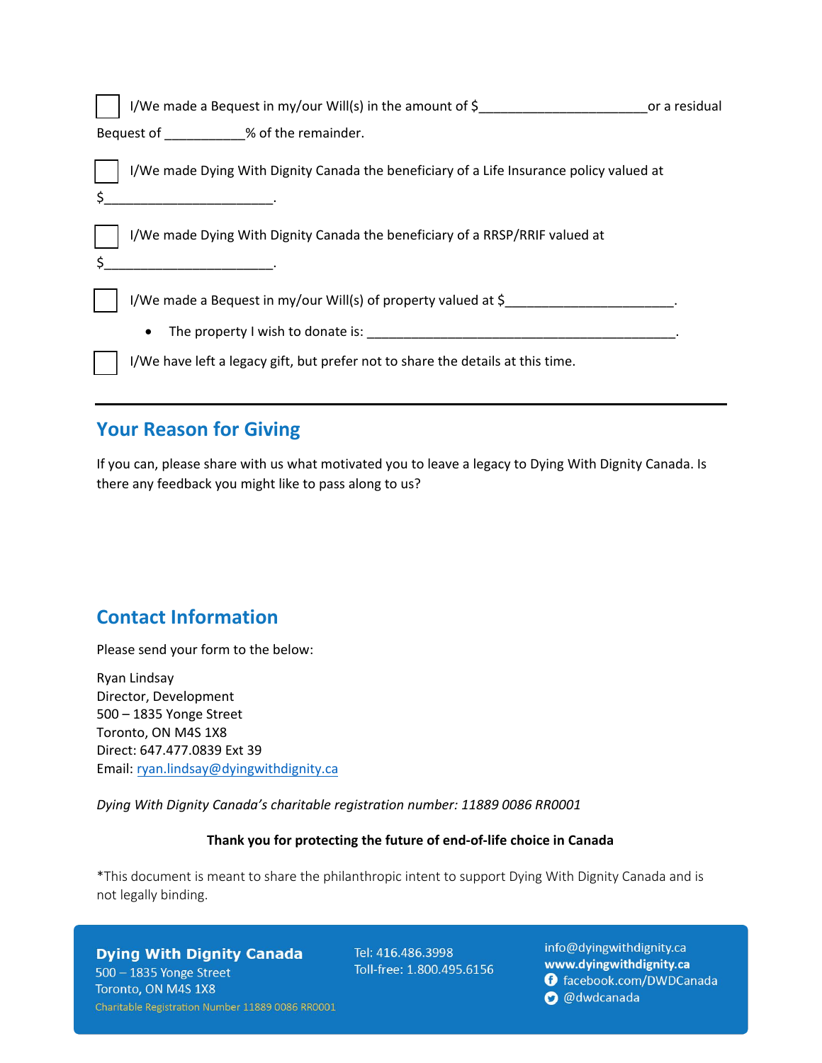☐ I/We made a Bequest in my/our Will(s) in the amount of $_______________________or a residual Bequest of ___________% of the remainder.

☐ I/We made Dying With Dignity Canada the beneficiary of a Life Insurance policy valued at $_______________________.

☐ I/We made Dying With Dignity Canada the beneficiary of a RRSP/RRIF valued at $_______________________.

☐ I/We made a Bequest in my/our Will(s) of property valued at $_______________________.

- The property I wish to donate is: ____________________________________________.

☐ I/We have left a legacy gift, but prefer not to share the details at this time.

---

## Your Reason for Giving

If you can, please share with us what motivated you to leave a legacy to Dying With Dignity Canada. Is there any feedback you might like to pass along to us?

## Contact Information

Please send your form to the below:

Ryan Lindsay
Director, Development
500 – 1835 Yonge Street
Toronto, ON M4S 1X8
Direct: 647.477.0839 Ext 39
Email: ryan.lindsay@dyingwithdignity.ca

*Dying With Dignity Canada's charitable registration number: 11889 0086 RR0001*

**Thank you for protecting the future of end-of-life choice in Canada**

*This document is meant to share the philanthropic intent to support Dying With Dignity Canada and is not legally binding.

**Dying With Dignity Canada**
500 – 1835 Yonge Street
Toronto, ON M4S 1X8
Charitable Registration Number 11889 0086 RR0001

Tel: 416.486.3998
Toll-free: 1.800.495.6156

info@dyingwithdignity.ca
**www.dyingwithdignity.ca**
facebook.com/DWDCanada
@dwdcanada